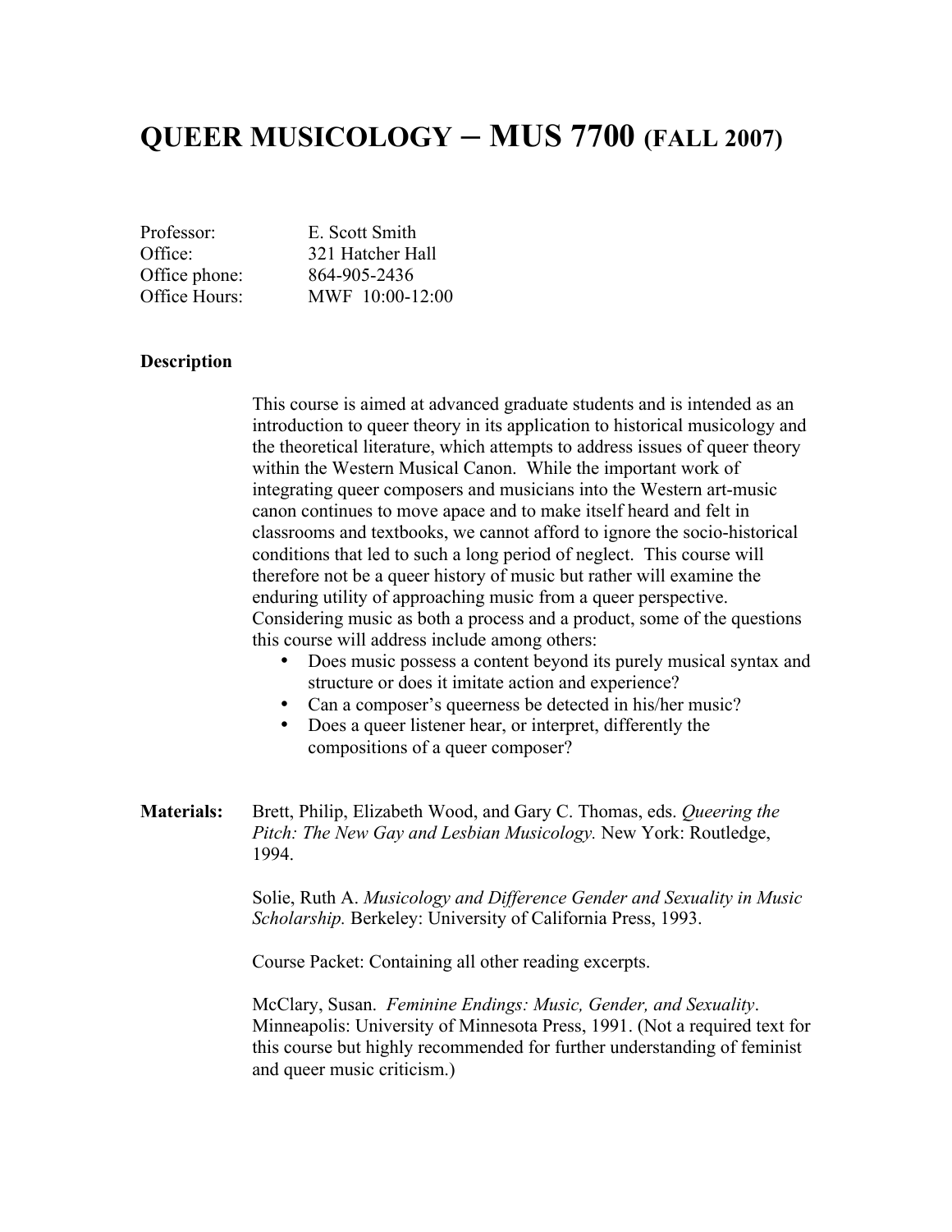# QUEER MUSICOLOGY – MUS 7700 (FALL 2007)

| | |
|---|---|
| Professor: | E. Scott Smith |
| Office: | 321 Hatcher Hall |
| Office phone: | 864-905-2436 |
| Office Hours: | MWF 10:00-12:00 |

**Description**

This course is aimed at advanced graduate students and is intended as an introduction to queer theory in its application to historical musicology and the theoretical literature, which attempts to address issues of queer theory within the Western Musical Canon. While the important work of integrating queer composers and musicians into the Western art-music canon continues to move apace and to make itself heard and felt in classrooms and textbooks, we cannot afford to ignore the socio-historical conditions that led to such a long period of neglect. This course will therefore not be a queer history of music but rather will examine the enduring utility of approaching music from a queer perspective. Considering music as both a process and a product, some of the questions this course will address include among others:

- Does music possess a content beyond its purely musical syntax and structure or does it imitate action and experience?
- Can a composer's queerness be detected in his/her music?
- Does a queer listener hear, or interpret, differently the compositions of a queer composer?

**Materials:** Brett, Philip, Elizabeth Wood, and Gary C. Thomas, eds. *Queering the Pitch: The New Gay and Lesbian Musicology.* New York: Routledge, 1994.

Solie, Ruth A. *Musicology and Difference Gender and Sexuality in Music Scholarship.* Berkeley: University of California Press, 1993.

Course Packet: Containing all other reading excerpts.

McClary, Susan. *Feminine Endings: Music, Gender, and Sexuality*. Minneapolis: University of Minnesota Press, 1991. (Not a required text for this course but highly recommended for further understanding of feminist and queer music criticism.)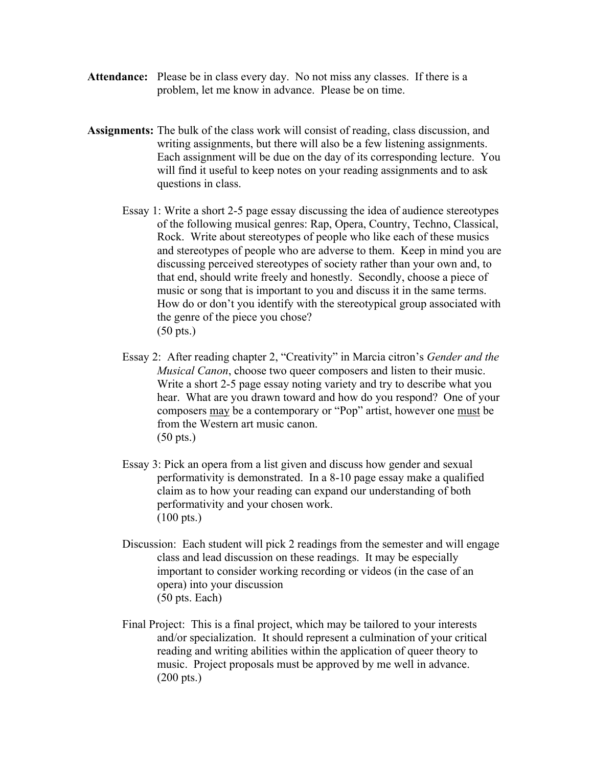**Attendance:** Please be in class every day. No not miss any classes. If there is a problem, let me know in advance. Please be on time.

**Assignments:** The bulk of the class work will consist of reading, class discussion, and writing assignments, but there will also be a few listening assignments. Each assignment will be due on the day of its corresponding lecture. You will find it useful to keep notes on your reading assignments and to ask questions in class.

Essay 1: Write a short 2-5 page essay discussing the idea of audience stereotypes of the following musical genres: Rap, Opera, Country, Techno, Classical, Rock. Write about stereotypes of people who like each of these musics and stereotypes of people who are adverse to them. Keep in mind you are discussing perceived stereotypes of society rather than your own and, to that end, should write freely and honestly. Secondly, choose a piece of music or song that is important to you and discuss it in the same terms. How do or don't you identify with the stereotypical group associated with the genre of the piece you chose?
(50 pts.)

Essay 2: After reading chapter 2, "Creativity" in Marcia citron's *Gender and the Musical Canon*, choose two queer composers and listen to their music. Write a short 2-5 page essay noting variety and try to describe what you hear. What are you drawn toward and how do you respond? One of your composers <u>may</u> be a contemporary or "Pop" artist, however one <u>must</u> be from the Western art music canon.
(50 pts.)

Essay 3: Pick an opera from a list given and discuss how gender and sexual performativity is demonstrated. In a 8-10 page essay make a qualified claim as to how your reading can expand our understanding of both performativity and your chosen work.
(100 pts.)

Discussion: Each student will pick 2 readings from the semester and will engage class and lead discussion on these readings. It may be especially important to consider working recording or videos (in the case of an opera) into your discussion
(50 pts. Each)

Final Project: This is a final project, which may be tailored to your interests and/or specialization. It should represent a culmination of your critical reading and writing abilities within the application of queer theory to music. Project proposals must be approved by me well in advance.
(200 pts.)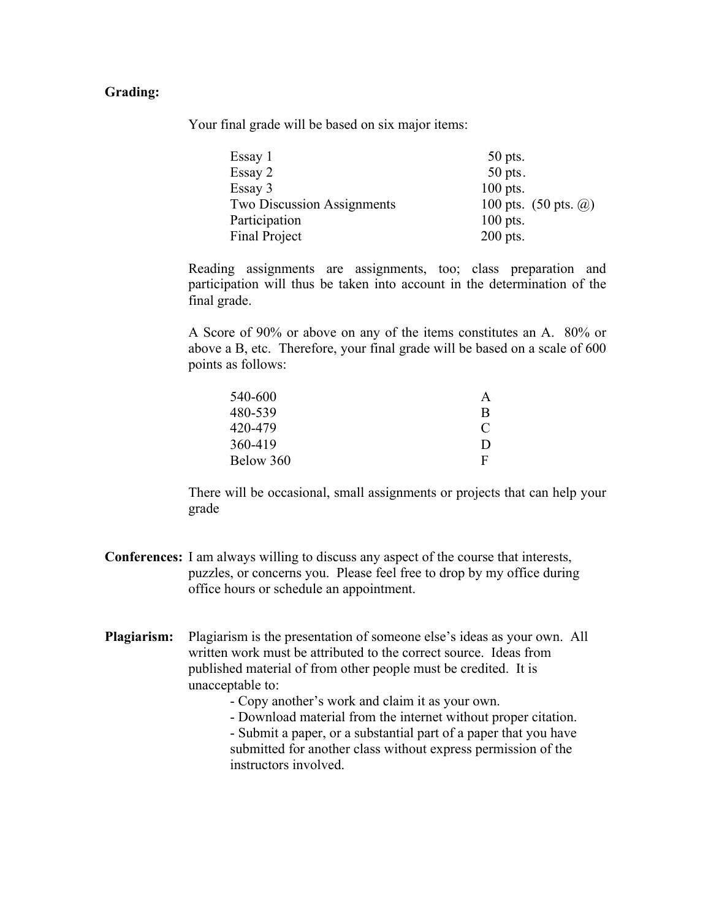**Grading:**

Your final grade will be based on six major items:

| | |
|---|---|
| Essay 1 | 50 pts. |
| Essay 2 | 50 pts. |
| Essay 3 | 100 pts. |
| Two Discussion Assignments | 100 pts. (50 pts. @) |
| Participation | 100 pts. |
| Final Project | 200 pts. |

Reading assignments are assignments, too; class preparation and participation will thus be taken into account in the determination of the final grade.

A Score of 90% or above on any of the items constitutes an A. 80% or above a B, etc. Therefore, your final grade will be based on a scale of 600 points as follows:

| | |
|---|---|
| 540-600 | A |
| 480-539 | B |
| 420-479 | C |
| 360-419 | D |
| Below 360 | F |

There will be occasional, small assignments or projects that can help your grade

**Conferences:** I am always willing to discuss any aspect of the course that interests, puzzles, or concerns you. Please feel free to drop by my office during office hours or schedule an appointment.

**Plagiarism:** Plagiarism is the presentation of someone else's ideas as your own. All written work must be attributed to the correct source. Ideas from published material of from other people must be credited. It is unacceptable to:

- Copy another's work and claim it as your own.
- Download material from the internet without proper citation.
- Submit a paper, or a substantial part of a paper that you have submitted for another class without express permission of the instructors involved.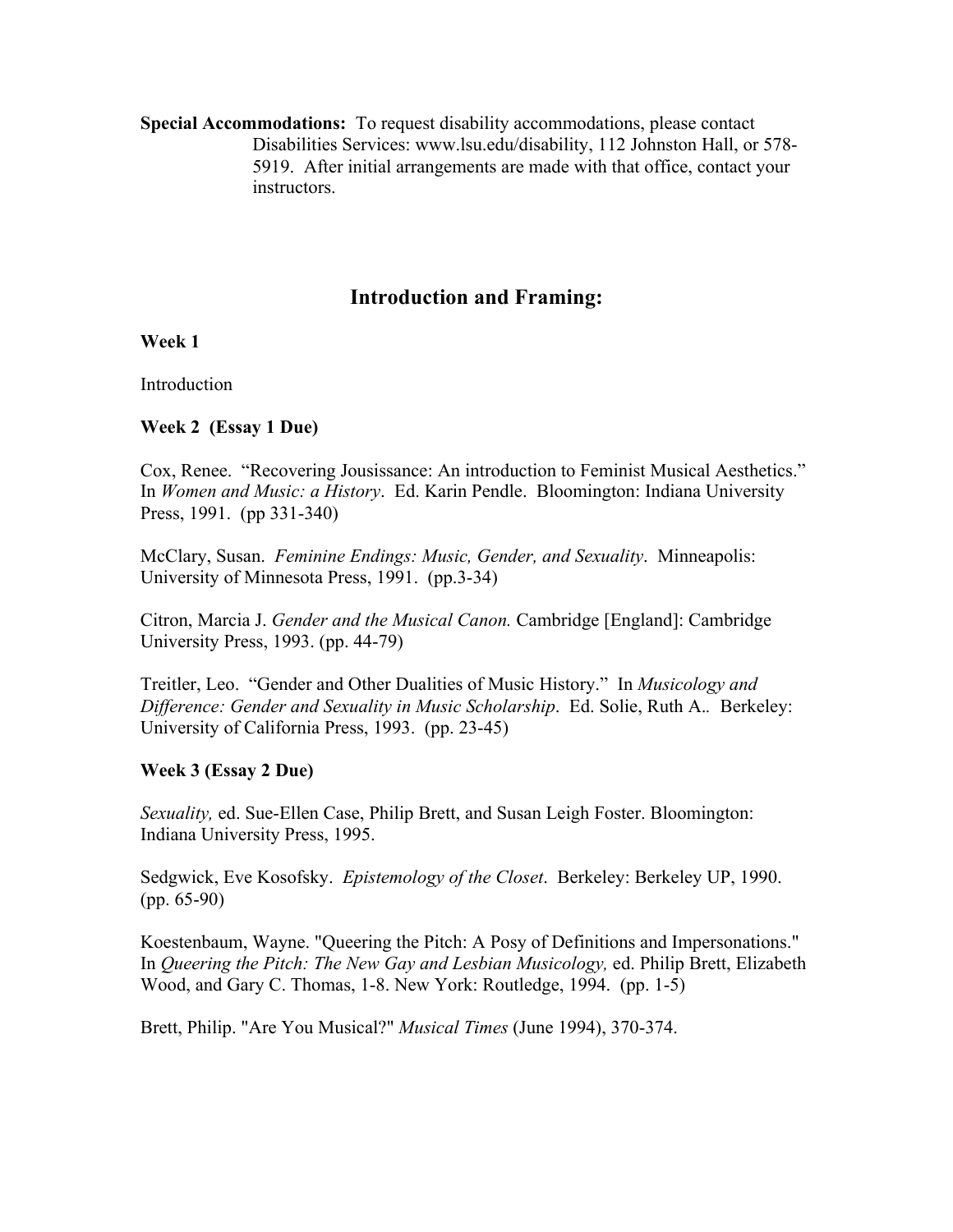**Special Accommodations:** To request disability accommodations, please contact Disabilities Services: www.lsu.edu/disability, 112 Johnston Hall, or 578-5919. After initial arrangements are made with that office, contact your instructors.

## Introduction and Framing:

**Week 1**

Introduction

**Week 2 (Essay 1 Due)**

Cox, Renee. "Recovering Jousissance: An introduction to Feminist Musical Aesthetics." In *Women and Music: a History*. Ed. Karin Pendle. Bloomington: Indiana University Press, 1991. (pp 331-340)

McClary, Susan. *Feminine Endings: Music, Gender, and Sexuality*. Minneapolis: University of Minnesota Press, 1991. (pp.3-34)

Citron, Marcia J. *Gender and the Musical Canon.* Cambridge [England]: Cambridge University Press, 1993. (pp. 44-79)

Treitler, Leo. "Gender and Other Dualities of Music History." In *Musicology and Difference: Gender and Sexuality in Music Scholarship*. Ed. Solie, Ruth A.. Berkeley: University of California Press, 1993. (pp. 23-45)

**Week 3 (Essay 2 Due)**

*Sexuality,* ed. Sue-Ellen Case, Philip Brett, and Susan Leigh Foster. Bloomington: Indiana University Press, 1995.

Sedgwick, Eve Kosofsky. *Epistemology of the Closet*. Berkeley: Berkeley UP, 1990. (pp. 65-90)

Koestenbaum, Wayne. "Queering the Pitch: A Posy of Definitions and Impersonations." In *Queering the Pitch: The New Gay and Lesbian Musicology,* ed. Philip Brett, Elizabeth Wood, and Gary C. Thomas, 1-8. New York: Routledge, 1994. (pp. 1-5)

Brett, Philip. "Are You Musical?" *Musical Times* (June 1994), 370-374.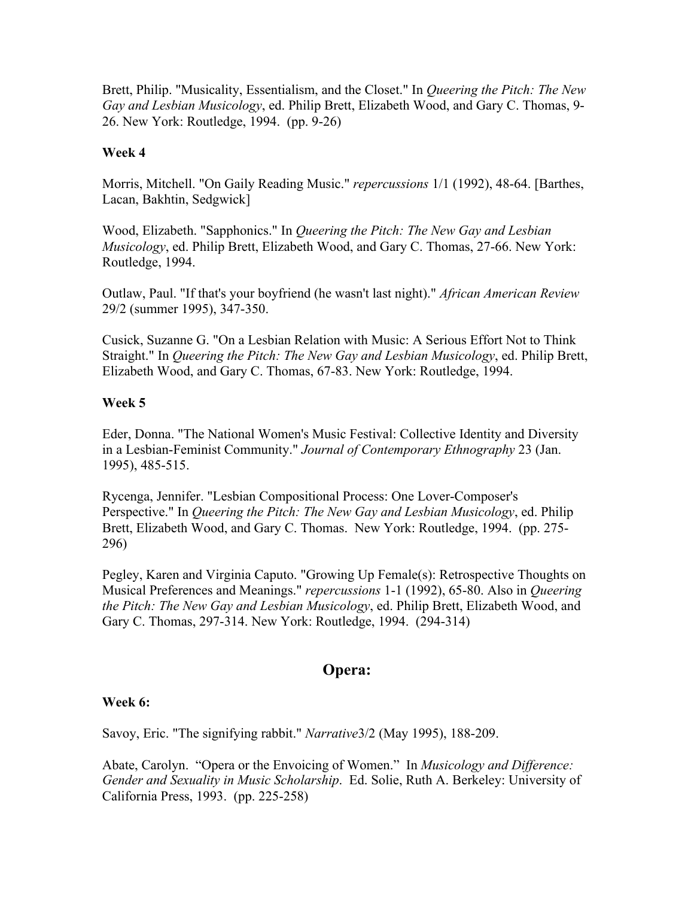Brett, Philip. "Musicality, Essentialism, and the Closet." In *Queering the Pitch: The New Gay and Lesbian Musicology*, ed. Philip Brett, Elizabeth Wood, and Gary C. Thomas, 9-26. New York: Routledge, 1994. (pp. 9-26)

**Week 4**

Morris, Mitchell. "On Gaily Reading Music." *repercussions* 1/1 (1992), 48-64. [Barthes, Lacan, Bakhtin, Sedgwick]

Wood, Elizabeth. "Sapphonics." In *Queering the Pitch: The New Gay and Lesbian Musicology*, ed. Philip Brett, Elizabeth Wood, and Gary C. Thomas, 27-66. New York: Routledge, 1994.

Outlaw, Paul. "If that's your boyfriend (he wasn't last night)." *African American Review* 29/2 (summer 1995), 347-350.

Cusick, Suzanne G. "On a Lesbian Relation with Music: A Serious Effort Not to Think Straight." In *Queering the Pitch: The New Gay and Lesbian Musicology*, ed. Philip Brett, Elizabeth Wood, and Gary C. Thomas, 67-83. New York: Routledge, 1994.

**Week 5**

Eder, Donna. "The National Women's Music Festival: Collective Identity and Diversity in a Lesbian-Feminist Community." *Journal of Contemporary Ethnography* 23 (Jan. 1995), 485-515.

Rycenga, Jennifer. "Lesbian Compositional Process: One Lover-Composer's Perspective." In *Queering the Pitch: The New Gay and Lesbian Musicology*, ed. Philip Brett, Elizabeth Wood, and Gary C. Thomas. New York: Routledge, 1994. (pp. 275-296)

Pegley, Karen and Virginia Caputo. "Growing Up Female(s): Retrospective Thoughts on Musical Preferences and Meanings." *repercussions* 1-1 (1992), 65-80. Also in *Queering the Pitch: The New Gay and Lesbian Musicology*, ed. Philip Brett, Elizabeth Wood, and Gary C. Thomas, 297-314. New York: Routledge, 1994. (294-314)

## Opera:

**Week 6:**

Savoy, Eric. "The signifying rabbit." *Narrative*3/2 (May 1995), 188-209.

Abate, Carolyn. "Opera or the Envoicing of Women." In *Musicology and Difference: Gender and Sexuality in Music Scholarship*. Ed. Solie, Ruth A. Berkeley: University of California Press, 1993. (pp. 225-258)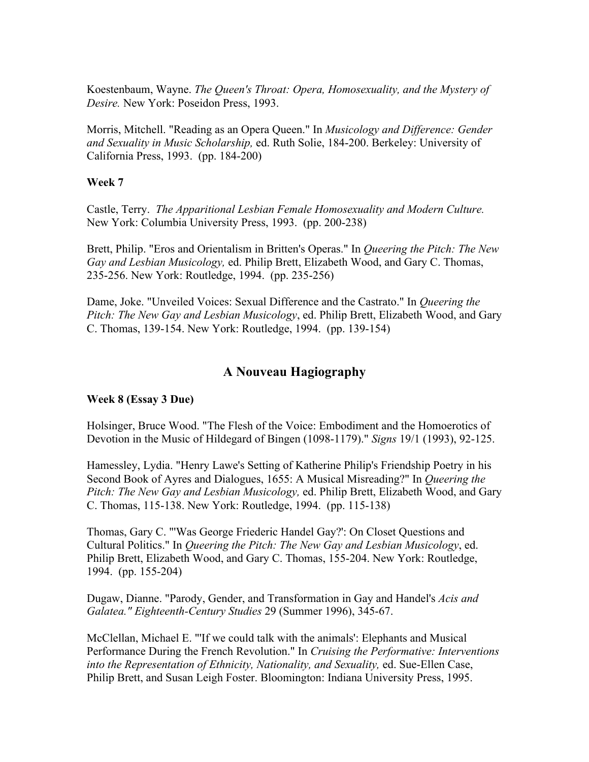Koestenbaum, Wayne. *The Queen's Throat: Opera, Homosexuality, and the Mystery of Desire.* New York: Poseidon Press, 1993.

Morris, Mitchell. "Reading as an Opera Queen." In *Musicology and Difference: Gender and Sexuality in Music Scholarship,* ed. Ruth Solie, 184-200. Berkeley: University of California Press, 1993. (pp. 184-200)

**Week 7**

Castle, Terry. *The Apparitional Lesbian Female Homosexuality and Modern Culture.* New York: Columbia University Press, 1993. (pp. 200-238)

Brett, Philip. "Eros and Orientalism in Britten's Operas." In *Queering the Pitch: The New Gay and Lesbian Musicology,* ed. Philip Brett, Elizabeth Wood, and Gary C. Thomas, 235-256. New York: Routledge, 1994. (pp. 235-256)

Dame, Joke. "Unveiled Voices: Sexual Difference and the Castrato." In *Queering the Pitch: The New Gay and Lesbian Musicology*, ed. Philip Brett, Elizabeth Wood, and Gary C. Thomas, 139-154. New York: Routledge, 1994. (pp. 139-154)

## A Nouveau Hagiography

**Week 8 (Essay 3 Due)**

Holsinger, Bruce Wood. "The Flesh of the Voice: Embodiment and the Homoerotics of Devotion in the Music of Hildegard of Bingen (1098-1179)." *Signs* 19/1 (1993), 92-125.

Hamessley, Lydia. "Henry Lawe's Setting of Katherine Philip's Friendship Poetry in his Second Book of Ayres and Dialogues, 1655: A Musical Misreading?" In *Queering the Pitch: The New Gay and Lesbian Musicology,* ed. Philip Brett, Elizabeth Wood, and Gary C. Thomas, 115-138. New York: Routledge, 1994. (pp. 115-138)

Thomas, Gary C. "'Was George Friederic Handel Gay?': On Closet Questions and Cultural Politics." In *Queering the Pitch: The New Gay and Lesbian Musicology*, ed. Philip Brett, Elizabeth Wood, and Gary C. Thomas, 155-204. New York: Routledge, 1994. (pp. 155-204)

Dugaw, Dianne. "Parody, Gender, and Transformation in Gay and Handel's *Acis and Galatea." Eighteenth-Century Studies* 29 (Summer 1996), 345-67.

McClellan, Michael E. "'If we could talk with the animals': Elephants and Musical Performance During the French Revolution." In *Cruising the Performative: Interventions into the Representation of Ethnicity, Nationality, and Sexuality,* ed. Sue-Ellen Case, Philip Brett, and Susan Leigh Foster. Bloomington: Indiana University Press, 1995.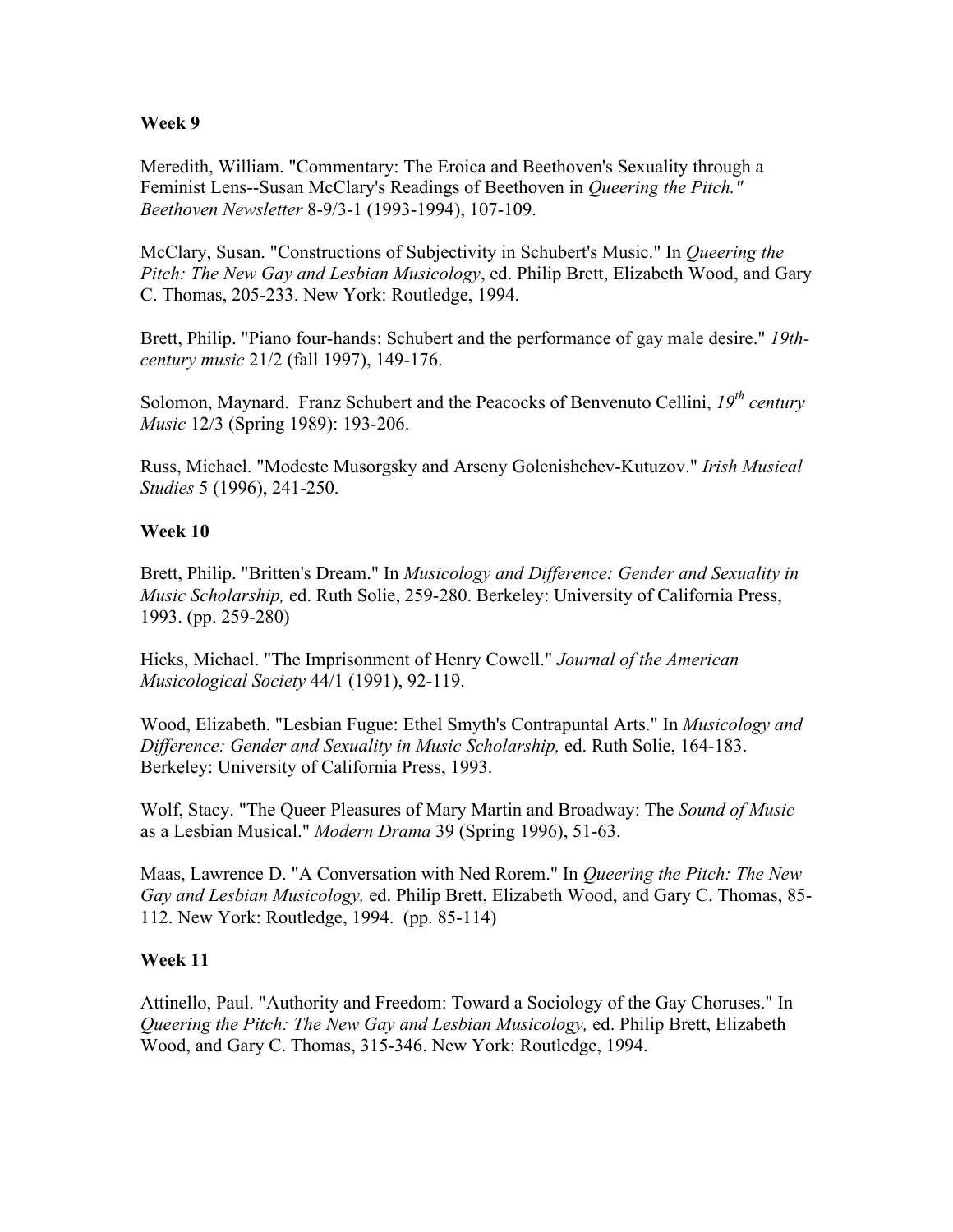**Week 9**

Meredith, William. "Commentary: The Eroica and Beethoven's Sexuality through a Feminist Lens--Susan McClary's Readings of Beethoven in *Queering the Pitch." Beethoven Newsletter* 8-9/3-1 (1993-1994), 107-109.

McClary, Susan. "Constructions of Subjectivity in Schubert's Music." In *Queering the Pitch: The New Gay and Lesbian Musicology*, ed. Philip Brett, Elizabeth Wood, and Gary C. Thomas, 205-233. New York: Routledge, 1994.

Brett, Philip. "Piano four-hands: Schubert and the performance of gay male desire." *19th-century music* 21/2 (fall 1997), 149-176.

Solomon, Maynard. Franz Schubert and the Peacocks of Benvenuto Cellini, *19th century Music* 12/3 (Spring 1989): 193-206.

Russ, Michael. "Modeste Musorgsky and Arseny Golenishchev-Kutuzov." *Irish Musical Studies* 5 (1996), 241-250.

**Week 10**

Brett, Philip. "Britten's Dream." In *Musicology and Difference: Gender and Sexuality in Music Scholarship,* ed. Ruth Solie, 259-280. Berkeley: University of California Press, 1993. (pp. 259-280)

Hicks, Michael. "The Imprisonment of Henry Cowell." *Journal of the American Musicological Society* 44/1 (1991), 92-119.

Wood, Elizabeth. "Lesbian Fugue: Ethel Smyth's Contrapuntal Arts." In *Musicology and Difference: Gender and Sexuality in Music Scholarship,* ed. Ruth Solie, 164-183. Berkeley: University of California Press, 1993.

Wolf, Stacy. "The Queer Pleasures of Mary Martin and Broadway: The *Sound of Music* as a Lesbian Musical." *Modern Drama* 39 (Spring 1996), 51-63.

Maas, Lawrence D. "A Conversation with Ned Rorem." In *Queering the Pitch: The New Gay and Lesbian Musicology,* ed. Philip Brett, Elizabeth Wood, and Gary C. Thomas, 85-112. New York: Routledge, 1994. (pp. 85-114)

**Week 11**

Attinello, Paul. "Authority and Freedom: Toward a Sociology of the Gay Choruses." In *Queering the Pitch: The New Gay and Lesbian Musicology,* ed. Philip Brett, Elizabeth Wood, and Gary C. Thomas, 315-346. New York: Routledge, 1994.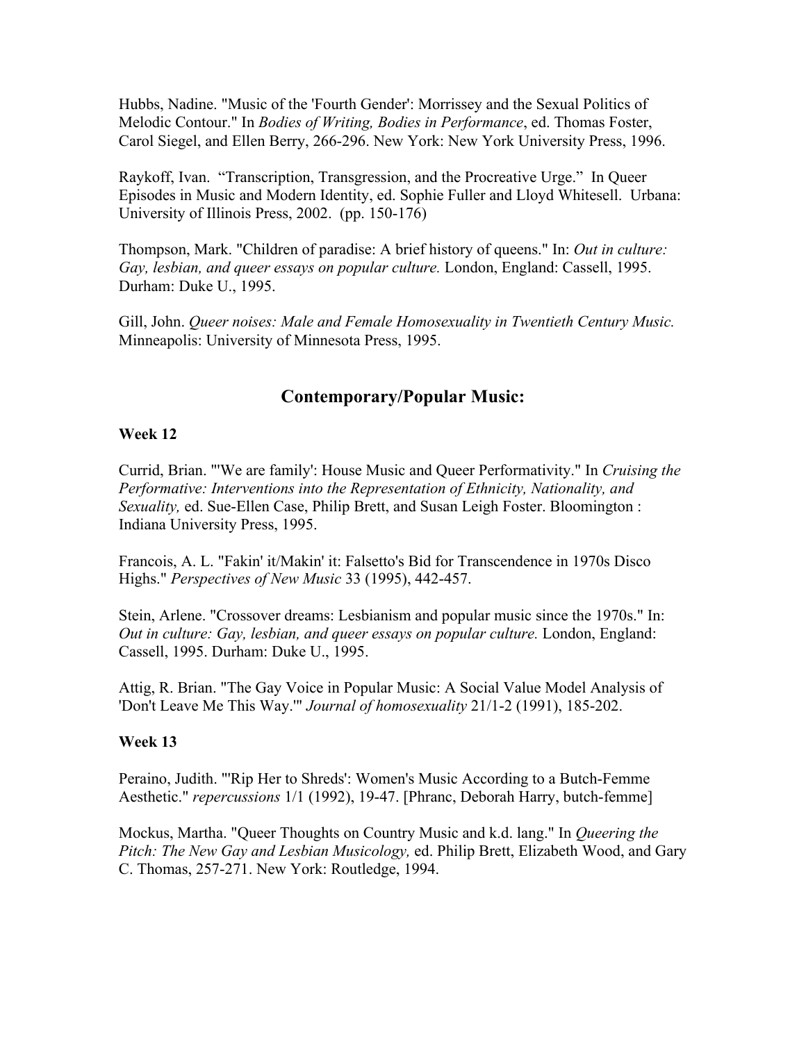Hubbs, Nadine. "Music of the 'Fourth Gender': Morrissey and the Sexual Politics of Melodic Contour." In *Bodies of Writing, Bodies in Performance*, ed. Thomas Foster, Carol Siegel, and Ellen Berry, 266-296. New York: New York University Press, 1996.

Raykoff, Ivan. "Transcription, Transgression, and the Procreative Urge." In Queer Episodes in Music and Modern Identity, ed. Sophie Fuller and Lloyd Whitesell. Urbana: University of Illinois Press, 2002. (pp. 150-176)

Thompson, Mark. "Children of paradise: A brief history of queens." In: *Out in culture: Gay, lesbian, and queer essays on popular culture.* London, England: Cassell, 1995. Durham: Duke U., 1995.

Gill, John. *Queer noises: Male and Female Homosexuality in Twentieth Century Music.* Minneapolis: University of Minnesota Press, 1995.

## Contemporary/Popular Music:

**Week 12**

Currid, Brian. "'We are family': House Music and Queer Performativity." In *Cruising the Performative: Interventions into the Representation of Ethnicity, Nationality, and Sexuality,* ed. Sue-Ellen Case, Philip Brett, and Susan Leigh Foster. Bloomington : Indiana University Press, 1995.

Francois, A. L. "Fakin' it/Makin' it: Falsetto's Bid for Transcendence in 1970s Disco Highs." *Perspectives of New Music* 33 (1995), 442-457.

Stein, Arlene. "Crossover dreams: Lesbianism and popular music since the 1970s." In: *Out in culture: Gay, lesbian, and queer essays on popular culture.* London, England: Cassell, 1995. Durham: Duke U., 1995.

Attig, R. Brian. "The Gay Voice in Popular Music: A Social Value Model Analysis of 'Don't Leave Me This Way.'" *Journal of homosexuality* 21/1-2 (1991), 185-202.

**Week 13**

Peraino, Judith. "'Rip Her to Shreds': Women's Music According to a Butch-Femme Aesthetic." *repercussions* 1/1 (1992), 19-47. [Phranc, Deborah Harry, butch-femme]

Mockus, Martha. "Queer Thoughts on Country Music and k.d. lang." In *Queering the Pitch: The New Gay and Lesbian Musicology,* ed. Philip Brett, Elizabeth Wood, and Gary C. Thomas, 257-271. New York: Routledge, 1994.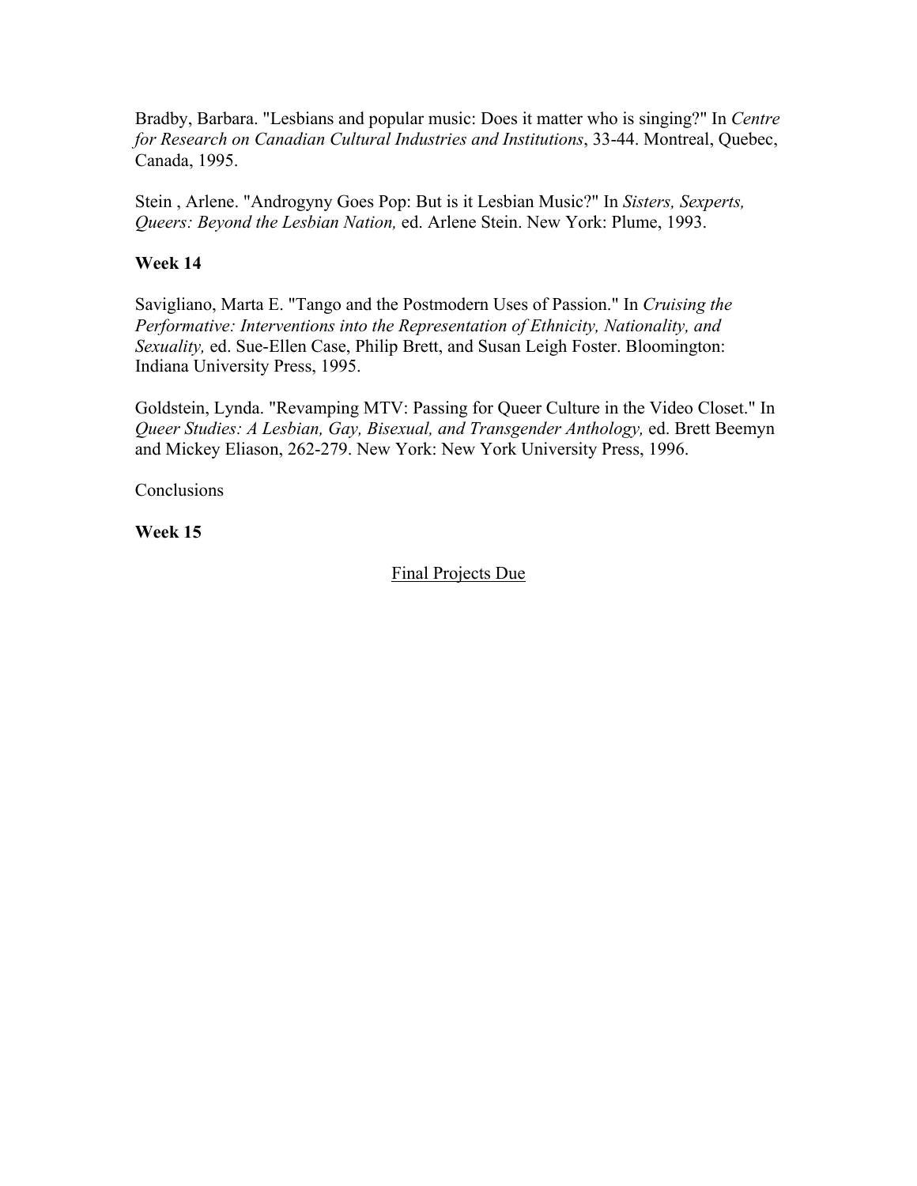Bradby, Barbara. "Lesbians and popular music: Does it matter who is singing?" In *Centre for Research on Canadian Cultural Industries and Institutions*, 33-44. Montreal, Quebec, Canada, 1995.

Stein , Arlene. "Androgyny Goes Pop: But is it Lesbian Music?" In *Sisters, Sexperts, Queers: Beyond the Lesbian Nation,* ed. Arlene Stein. New York: Plume, 1993.

**Week 14**

Savigliano, Marta E. "Tango and the Postmodern Uses of Passion." In *Cruising the Performative: Interventions into the Representation of Ethnicity, Nationality, and Sexuality,* ed. Sue-Ellen Case, Philip Brett, and Susan Leigh Foster. Bloomington: Indiana University Press, 1995.

Goldstein, Lynda. "Revamping MTV: Passing for Queer Culture in the Video Closet." In *Queer Studies: A Lesbian, Gay, Bisexual, and Transgender Anthology,* ed. Brett Beemyn and Mickey Eliason, 262-279. New York: New York University Press, 1996.

Conclusions

**Week 15**

<u>Final Projects Due</u>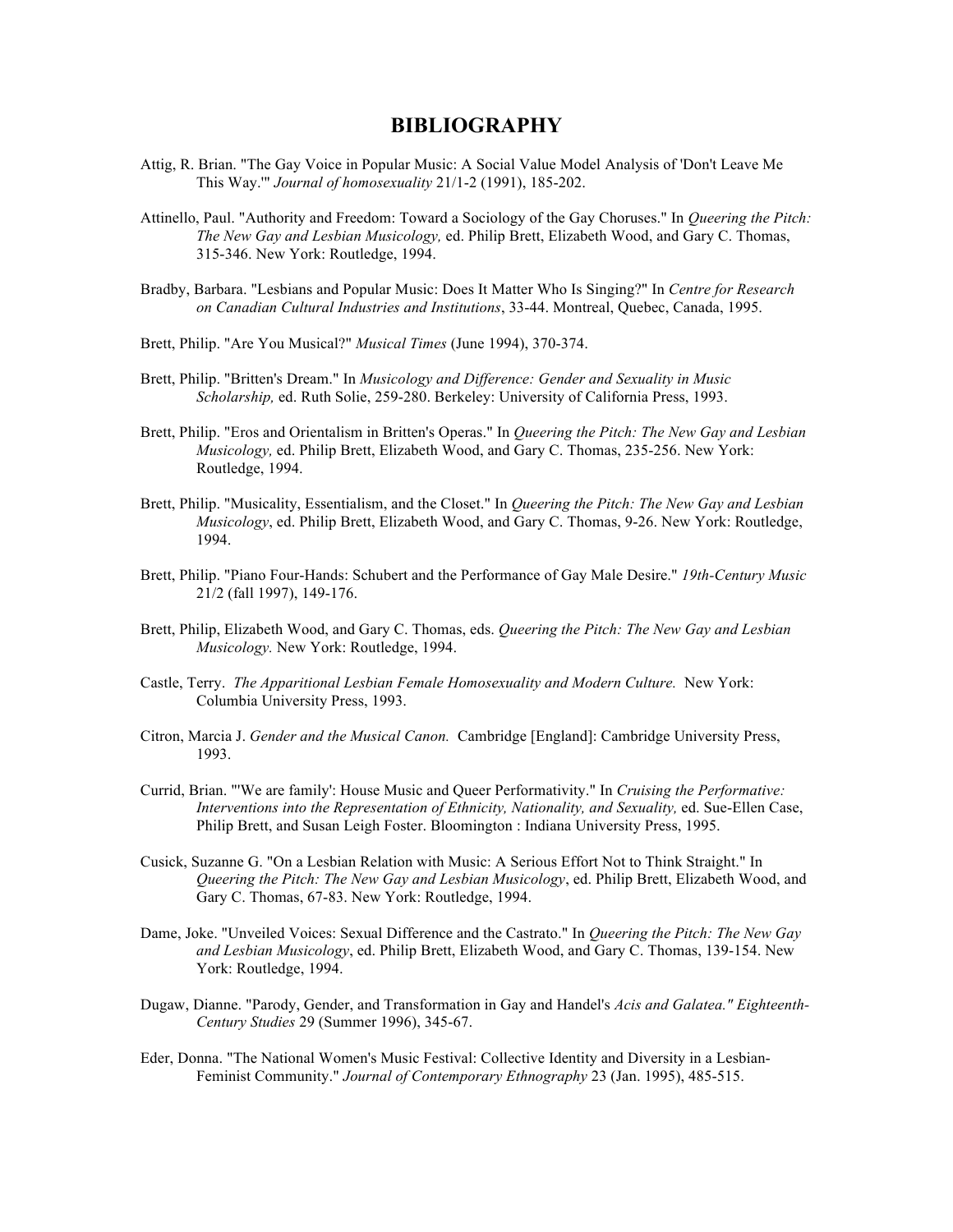# BIBLIOGRAPHY

Attig, R. Brian. "The Gay Voice in Popular Music: A Social Value Model Analysis of 'Don't Leave Me This Way.'" *Journal of homosexuality* 21/1-2 (1991), 185-202.

Attinello, Paul. "Authority and Freedom: Toward a Sociology of the Gay Choruses." In *Queering the Pitch: The New Gay and Lesbian Musicology,* ed. Philip Brett, Elizabeth Wood, and Gary C. Thomas, 315-346. New York: Routledge, 1994.

Bradby, Barbara. "Lesbians and Popular Music: Does It Matter Who Is Singing?" In *Centre for Research on Canadian Cultural Industries and Institutions*, 33-44. Montreal, Quebec, Canada, 1995.

Brett, Philip. "Are You Musical?" *Musical Times* (June 1994), 370-374.

Brett, Philip. "Britten's Dream." In *Musicology and Difference: Gender and Sexuality in Music Scholarship,* ed. Ruth Solie, 259-280. Berkeley: University of California Press, 1993.

Brett, Philip. "Eros and Orientalism in Britten's Operas." In *Queering the Pitch: The New Gay and Lesbian Musicology,* ed. Philip Brett, Elizabeth Wood, and Gary C. Thomas, 235-256. New York: Routledge, 1994.

Brett, Philip. "Musicality, Essentialism, and the Closet." In *Queering the Pitch: The New Gay and Lesbian Musicology*, ed. Philip Brett, Elizabeth Wood, and Gary C. Thomas, 9-26. New York: Routledge, 1994.

Brett, Philip. "Piano Four-Hands: Schubert and the Performance of Gay Male Desire." *19th-Century Music* 21/2 (fall 1997), 149-176.

Brett, Philip, Elizabeth Wood, and Gary C. Thomas, eds. *Queering the Pitch: The New Gay and Lesbian Musicology.* New York: Routledge, 1994.

Castle, Terry. *The Apparitional Lesbian Female Homosexuality and Modern Culture.* New York: Columbia University Press, 1993.

Citron, Marcia J. *Gender and the Musical Canon.* Cambridge [England]: Cambridge University Press, 1993.

Currid, Brian. "'We are family': House Music and Queer Performativity." In *Cruising the Performative: Interventions into the Representation of Ethnicity, Nationality, and Sexuality,* ed. Sue-Ellen Case, Philip Brett, and Susan Leigh Foster. Bloomington : Indiana University Press, 1995.

Cusick, Suzanne G. "On a Lesbian Relation with Music: A Serious Effort Not to Think Straight." In *Queering the Pitch: The New Gay and Lesbian Musicology*, ed. Philip Brett, Elizabeth Wood, and Gary C. Thomas, 67-83. New York: Routledge, 1994.

Dame, Joke. "Unveiled Voices: Sexual Difference and the Castrato." In *Queering the Pitch: The New Gay and Lesbian Musicology*, ed. Philip Brett, Elizabeth Wood, and Gary C. Thomas, 139-154. New York: Routledge, 1994.

Dugaw, Dianne. "Parody, Gender, and Transformation in Gay and Handel's *Acis and Galatea." Eighteenth-Century Studies* 29 (Summer 1996), 345-67.

Eder, Donna. "The National Women's Music Festival: Collective Identity and Diversity in a Lesbian-Feminist Community." *Journal of Contemporary Ethnography* 23 (Jan. 1995), 485-515.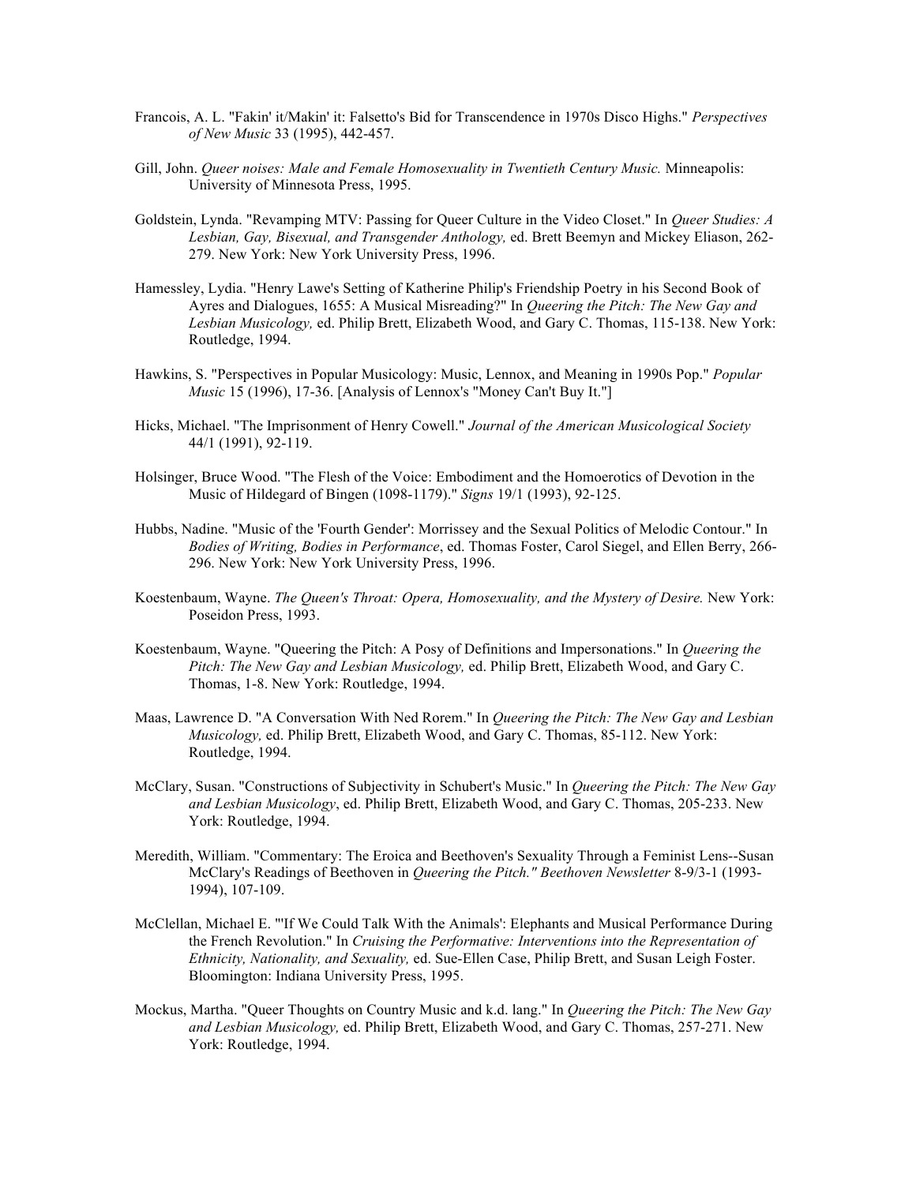Francois, A. L. "Fakin' it/Makin' it: Falsetto's Bid for Transcendence in 1970s Disco Highs." *Perspectives of New Music* 33 (1995), 442-457.

Gill, John. *Queer noises: Male and Female Homosexuality in Twentieth Century Music.* Minneapolis: University of Minnesota Press, 1995.

Goldstein, Lynda. "Revamping MTV: Passing for Queer Culture in the Video Closet." In *Queer Studies: A Lesbian, Gay, Bisexual, and Transgender Anthology,* ed. Brett Beemyn and Mickey Eliason, 262-279. New York: New York University Press, 1996.

Hamessley, Lydia. "Henry Lawe's Setting of Katherine Philip's Friendship Poetry in his Second Book of Ayres and Dialogues, 1655: A Musical Misreading?" In *Queering the Pitch: The New Gay and Lesbian Musicology,* ed. Philip Brett, Elizabeth Wood, and Gary C. Thomas, 115-138. New York: Routledge, 1994.

Hawkins, S. "Perspectives in Popular Musicology: Music, Lennox, and Meaning in 1990s Pop." *Popular Music* 15 (1996), 17-36. [Analysis of Lennox's "Money Can't Buy It."]

Hicks, Michael. "The Imprisonment of Henry Cowell." *Journal of the American Musicological Society* 44/1 (1991), 92-119.

Holsinger, Bruce Wood. "The Flesh of the Voice: Embodiment and the Homoerotics of Devotion in the Music of Hildegard of Bingen (1098-1179)." *Signs* 19/1 (1993), 92-125.

Hubbs, Nadine. "Music of the 'Fourth Gender': Morrissey and the Sexual Politics of Melodic Contour." In *Bodies of Writing, Bodies in Performance*, ed. Thomas Foster, Carol Siegel, and Ellen Berry, 266-296. New York: New York University Press, 1996.

Koestenbaum, Wayne. *The Queen's Throat: Opera, Homosexuality, and the Mystery of Desire.* New York: Poseidon Press, 1993.

Koestenbaum, Wayne. "Queering the Pitch: A Posy of Definitions and Impersonations." In *Queering the Pitch: The New Gay and Lesbian Musicology,* ed. Philip Brett, Elizabeth Wood, and Gary C. Thomas, 1-8. New York: Routledge, 1994.

Maas, Lawrence D. "A Conversation With Ned Rorem." In *Queering the Pitch: The New Gay and Lesbian Musicology,* ed. Philip Brett, Elizabeth Wood, and Gary C. Thomas, 85-112. New York: Routledge, 1994.

McClary, Susan. "Constructions of Subjectivity in Schubert's Music." In *Queering the Pitch: The New Gay and Lesbian Musicology*, ed. Philip Brett, Elizabeth Wood, and Gary C. Thomas, 205-233. New York: Routledge, 1994.

Meredith, William. "Commentary: The Eroica and Beethoven's Sexuality Through a Feminist Lens--Susan McClary's Readings of Beethoven in *Queering the Pitch." Beethoven Newsletter* 8-9/3-1 (1993-1994), 107-109.

McClellan, Michael E. "'If We Could Talk With the Animals': Elephants and Musical Performance During the French Revolution." In *Cruising the Performative: Interventions into the Representation of Ethnicity, Nationality, and Sexuality,* ed. Sue-Ellen Case, Philip Brett, and Susan Leigh Foster. Bloomington: Indiana University Press, 1995.

Mockus, Martha. "Queer Thoughts on Country Music and k.d. lang." In *Queering the Pitch: The New Gay and Lesbian Musicology,* ed. Philip Brett, Elizabeth Wood, and Gary C. Thomas, 257-271. New York: Routledge, 1994.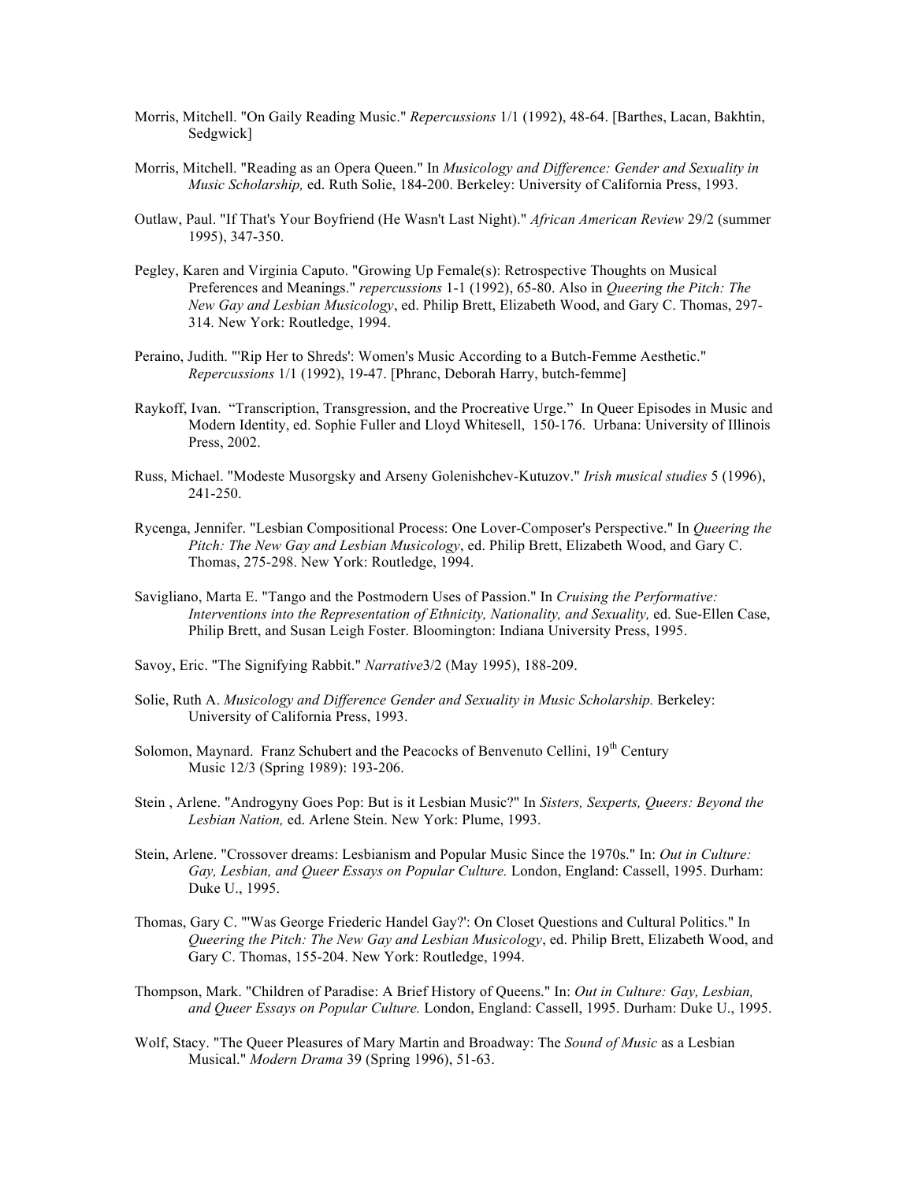Morris, Mitchell. "On Gaily Reading Music." *Repercussions* 1/1 (1992), 48-64. [Barthes, Lacan, Bakhtin, Sedgwick]

Morris, Mitchell. "Reading as an Opera Queen." In *Musicology and Difference: Gender and Sexuality in Music Scholarship,* ed. Ruth Solie, 184-200. Berkeley: University of California Press, 1993.

Outlaw, Paul. "If That's Your Boyfriend (He Wasn't Last Night)." *African American Review* 29/2 (summer 1995), 347-350.

Pegley, Karen and Virginia Caputo. "Growing Up Female(s): Retrospective Thoughts on Musical Preferences and Meanings." *repercussions* 1-1 (1992), 65-80. Also in *Queering the Pitch: The New Gay and Lesbian Musicology*, ed. Philip Brett, Elizabeth Wood, and Gary C. Thomas, 297-314. New York: Routledge, 1994.

Peraino, Judith. "'Rip Her to Shreds': Women's Music According to a Butch-Femme Aesthetic." *Repercussions* 1/1 (1992), 19-47. [Phranc, Deborah Harry, butch-femme]

Raykoff, Ivan. "Transcription, Transgression, and the Procreative Urge." In Queer Episodes in Music and Modern Identity, ed. Sophie Fuller and Lloyd Whitesell, 150-176. Urbana: University of Illinois Press, 2002.

Russ, Michael. "Modeste Musorgsky and Arseny Golenishchev-Kutuzov." *Irish musical studies* 5 (1996), 241-250.

Rycenga, Jennifer. "Lesbian Compositional Process: One Lover-Composer's Perspective." In *Queering the Pitch: The New Gay and Lesbian Musicology*, ed. Philip Brett, Elizabeth Wood, and Gary C. Thomas, 275-298. New York: Routledge, 1994.

Savigliano, Marta E. "Tango and the Postmodern Uses of Passion." In *Cruising the Performative: Interventions into the Representation of Ethnicity, Nationality, and Sexuality,* ed. Sue-Ellen Case, Philip Brett, and Susan Leigh Foster. Bloomington: Indiana University Press, 1995.

Savoy, Eric. "The Signifying Rabbit." *Narrative*3/2 (May 1995), 188-209.

Solie, Ruth A. *Musicology and Difference Gender and Sexuality in Music Scholarship.* Berkeley: University of California Press, 1993.

Solomon, Maynard. Franz Schubert and the Peacocks of Benvenuto Cellini, 19th Century Music 12/3 (Spring 1989): 193-206.

Stein , Arlene. "Androgyny Goes Pop: But is it Lesbian Music?" In *Sisters, Sexperts, Queers: Beyond the Lesbian Nation,* ed. Arlene Stein. New York: Plume, 1993.

Stein, Arlene. "Crossover dreams: Lesbianism and Popular Music Since the 1970s." In: *Out in Culture: Gay, Lesbian, and Queer Essays on Popular Culture.* London, England: Cassell, 1995. Durham: Duke U., 1995.

Thomas, Gary C. "'Was George Friederic Handel Gay?': On Closet Questions and Cultural Politics." In *Queering the Pitch: The New Gay and Lesbian Musicology*, ed. Philip Brett, Elizabeth Wood, and Gary C. Thomas, 155-204. New York: Routledge, 1994.

Thompson, Mark. "Children of Paradise: A Brief History of Queens." In: *Out in Culture: Gay, Lesbian, and Queer Essays on Popular Culture.* London, England: Cassell, 1995. Durham: Duke U., 1995.

Wolf, Stacy. "The Queer Pleasures of Mary Martin and Broadway: The *Sound of Music* as a Lesbian Musical." *Modern Drama* 39 (Spring 1996), 51-63.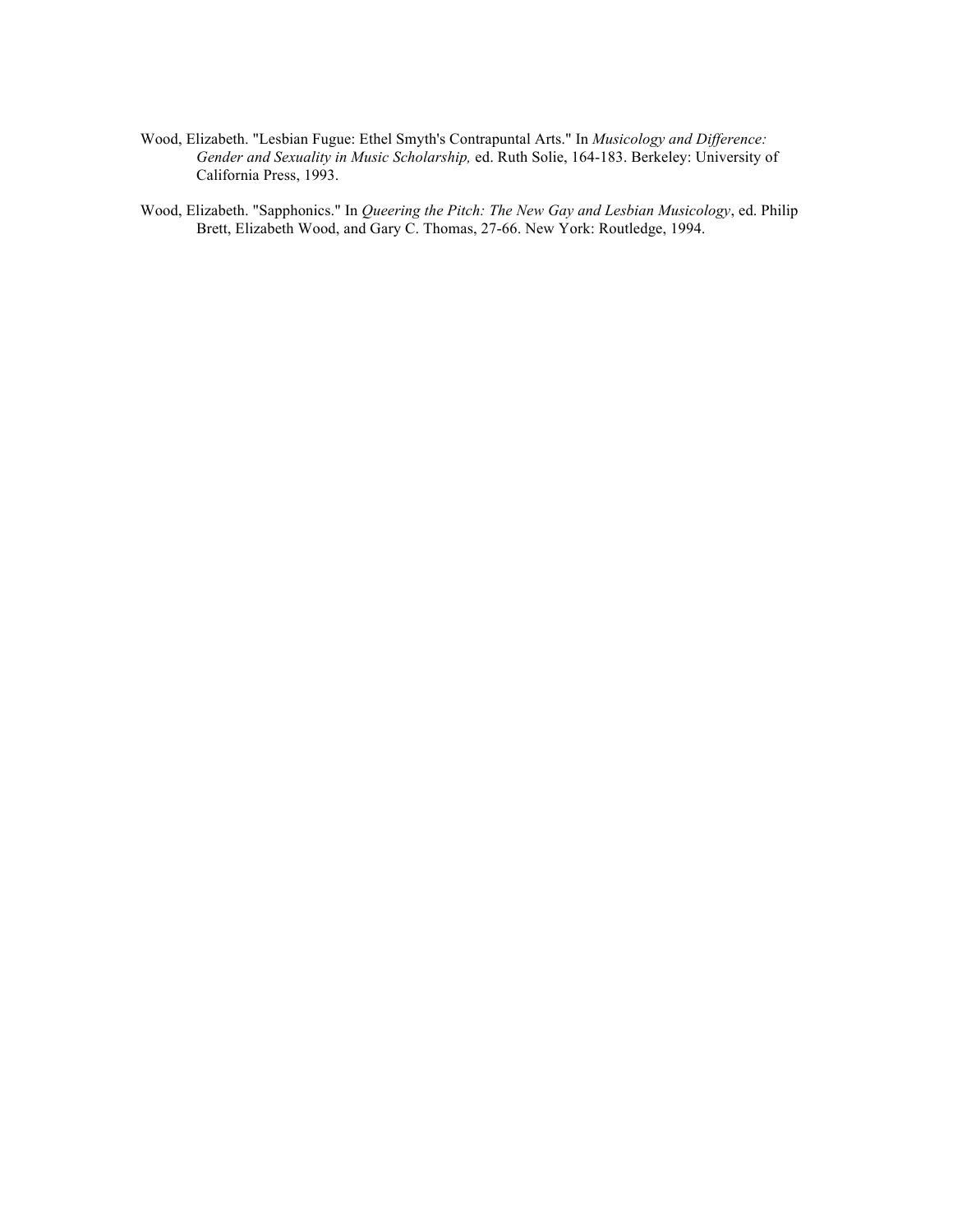Wood, Elizabeth. "Lesbian Fugue: Ethel Smyth's Contrapuntal Arts." In *Musicology and Difference: Gender and Sexuality in Music Scholarship,* ed. Ruth Solie, 164-183. Berkeley: University of California Press, 1993.

Wood, Elizabeth. "Sapphonics." In *Queering the Pitch: The New Gay and Lesbian Musicology*, ed. Philip Brett, Elizabeth Wood, and Gary C. Thomas, 27-66. New York: Routledge, 1994.